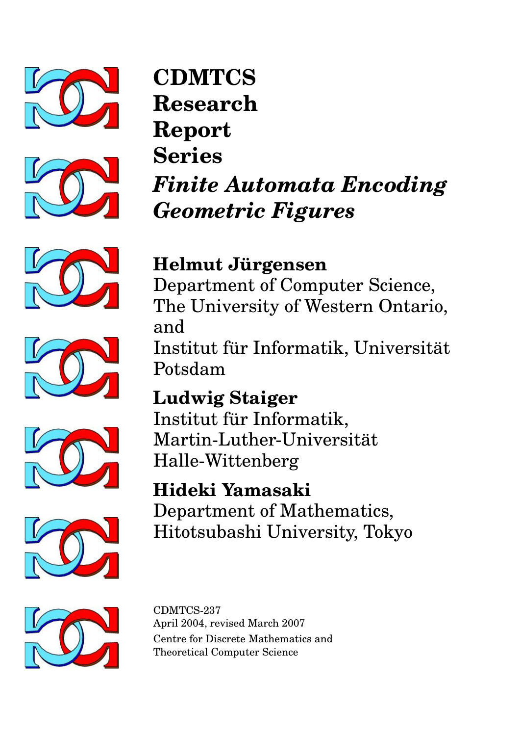# CDMTCS Research Report Series

## *Finite Automata Encoding Geometric Figures*

**Helmut Jürgensen**
Department of Computer Science,
The University of Western Ontario,
and
Institut für Informatik, Universität
Potsdam

**Ludwig Staiger**
Institut für Informatik,
Martin-Luther-Universität
Halle-Wittenberg

**Hideki Yamasaki**
Department of Mathematics,
Hitotsubashi University, Tokyo

CDMTCS-237
April 2004, revised March 2007
Centre for Discrete Mathematics and
Theoretical Computer Science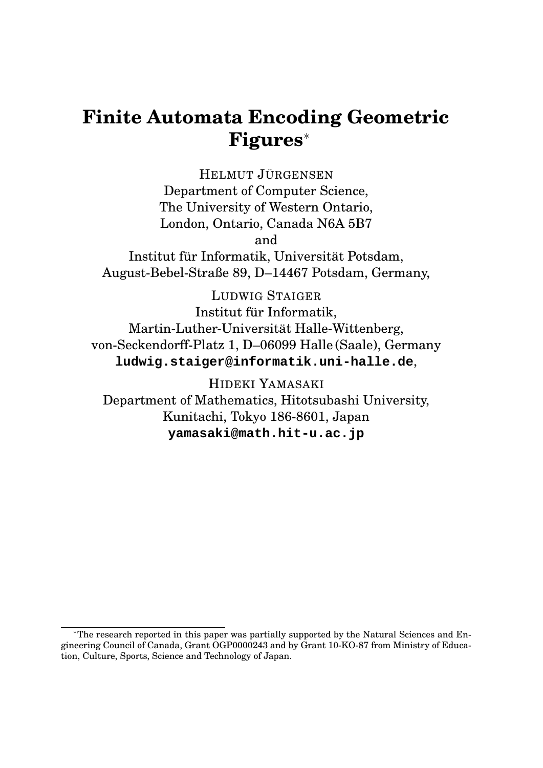# Finite Automata Encoding Geometric Figures*

HELMUT JÜRGENSEN
Department of Computer Science,
The University of Western Ontario,
London, Ontario, Canada N6A 5B7
and
Institut für Informatik, Universität Potsdam,
August-Bebel-Straße 89, D–14467 Potsdam, Germany,

LUDWIG STAIGER
Institut für Informatik,
Martin-Luther-Universität Halle-Wittenberg,
von-Seckendorff-Platz 1, D–06099 Halle (Saale), Germany
**ludwig.staiger@informatik.uni-halle.de**,

HIDEKI YAMASAKI
Department of Mathematics, Hitotsubashi University,
Kunitachi, Tokyo 186-8601, Japan
**yamasaki@math.hit-u.ac.jp**

---

*The research reported in this paper was partially supported by the Natural Sciences and Engineering Council of Canada, Grant OGP0000243 and by Grant 10-KO-87 from Ministry of Education, Culture, Sports, Science and Technology of Japan.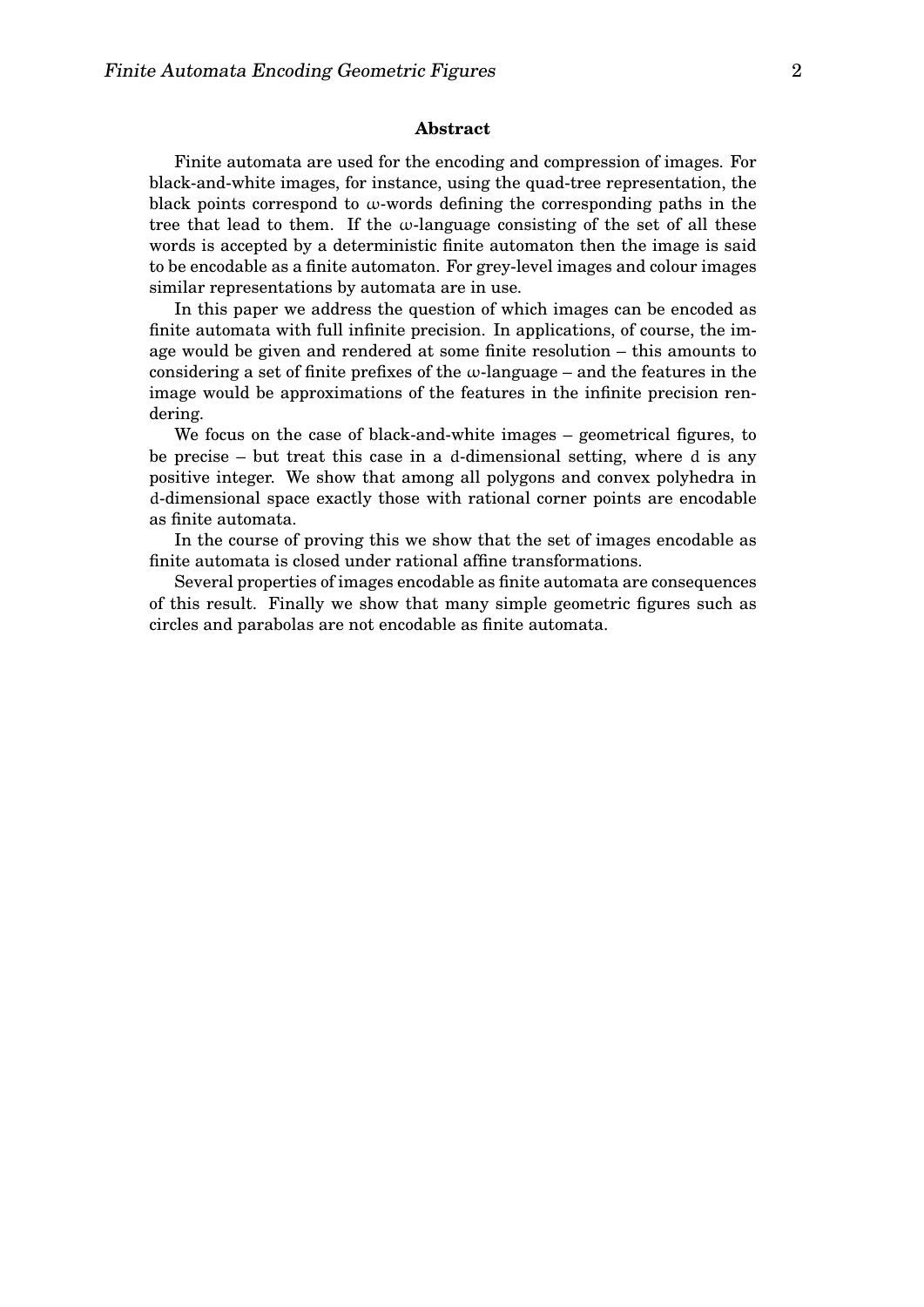## Abstract

Finite automata are used for the encoding and compression of images. For black-and-white images, for instance, using the quad-tree representation, the black points correspond to $\omega$-words defining the corresponding paths in the tree that lead to them. If the $\omega$-language consisting of the set of all these words is accepted by a deterministic finite automaton then the image is said to be encodable as a finite automaton. For grey-level images and colour images similar representations by automata are in use.

In this paper we address the question of which images can be encoded as finite automata with full infinite precision. In applications, of course, the image would be given and rendered at some finite resolution – this amounts to considering a set of finite prefixes of the $\omega$-language – and the features in the image would be approximations of the features in the infinite precision rendering.

We focus on the case of black-and-white images – geometrical figures, to be precise – but treat this case in a $d$-dimensional setting, where $d$ is any positive integer. We show that among all polygons and convex polyhedra in $d$-dimensional space exactly those with rational corner points are encodable as finite automata.

In the course of proving this we show that the set of images encodable as finite automata is closed under rational affine transformations.

Several properties of images encodable as finite automata are consequences of this result. Finally we show that many simple geometric figures such as circles and parabolas are not encodable as finite automata.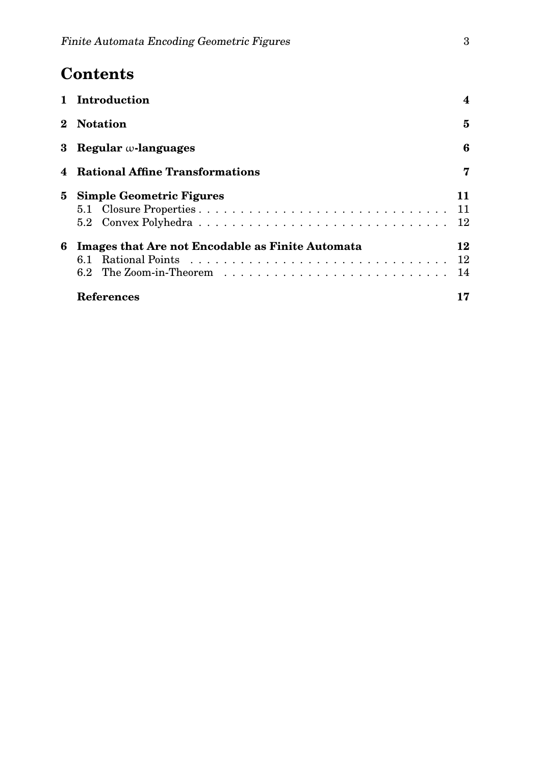# Contents

| | | |
|---|---|---|
| **1** | **Introduction** | **4** |
| **2** | **Notation** | **5** |
| **3** | **Regular $\omega$-languages** | **6** |
| **4** | **Rational Affine Transformations** | **7** |
| **5** | **Simple Geometric Figures** | **11** |
| | 5.1 Closure Properties | 11 |
| | 5.2 Convex Polyhedra | 12 |
| **6** | **Images that Are not Encodable as Finite Automata** | **12** |
| | 6.1 Rational Points | 12 |
| | 6.2 The Zoom-in-Theorem | 14 |
| | **References** | **17** |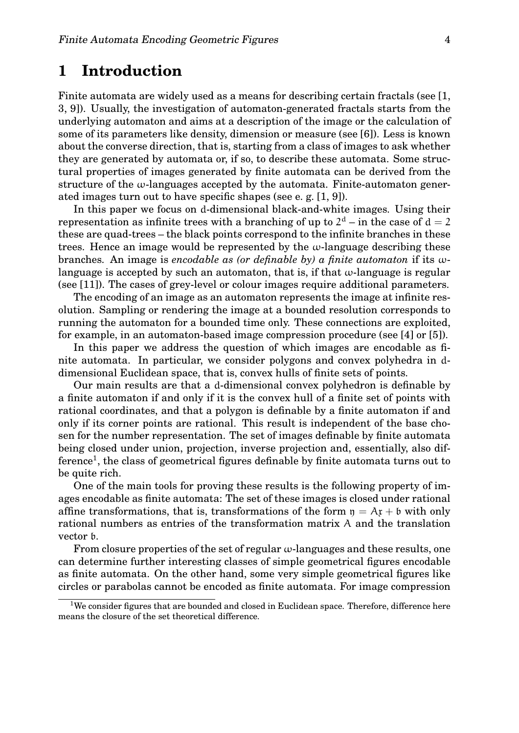# 1 Introduction

Finite automata are widely used as a means for describing certain fractals (see [1, 3, 9]). Usually, the investigation of automaton-generated fractals starts from the underlying automaton and aims at a description of the image or the calculation of some of its parameters like density, dimension or measure (see [6]). Less is known about the converse direction, that is, starting from a class of images to ask whether they are generated by automata or, if so, to describe these automata. Some structural properties of images generated by finite automata can be derived from the structure of the ω-languages accepted by the automata. Finite-automaton generated images turn out to have specific shapes (see e. g. [1, 9]).

In this paper we focus on $d$-dimensional black-and-white images. Using their representation as infinite trees with a branching of up to $2^d$ – in the case of $d = 2$ these are quad-trees – the black points correspond to the infinite branches in these trees. Hence an image would be represented by the ω-language describing these branches. An image is *encodable as (or definable by) a finite automaton* if its ω-language is accepted by such an automaton, that is, if that ω-language is regular (see [11]). The cases of grey-level or colour images require additional parameters.

The encoding of an image as an automaton represents the image at infinite resolution. Sampling or rendering the image at a bounded resolution corresponds to running the automaton for a bounded time only. These connections are exploited, for example, in an automaton-based image compression procedure (see [4] or [5]).

In this paper we address the question of which images are encodable as finite automata. In particular, we consider polygons and convex polyhedra in $d$-dimensional Euclidean space, that is, convex hulls of finite sets of points.

Our main results are that a $d$-dimensional convex polyhedron is definable by a finite automaton if and only if it is the convex hull of a finite set of points with rational coordinates, and that a polygon is definable by a finite automaton if and only if its corner points are rational. This result is independent of the base chosen for the number representation. The set of images definable by finite automata being closed under union, projection, inverse projection and, essentially, also difference[1], the class of geometrical figures definable by finite automata turns out to be quite rich.

One of the main tools for proving these results is the following property of images encodable as finite automata: The set of these images is closed under rational affine transformations, that is, transformations of the form $\mathfrak{y} = A\mathfrak{x} + \mathfrak{b}$ with only rational numbers as entries of the transformation matrix $A$ and the translation vector $\mathfrak{b}$.

From closure properties of the set of regular ω-languages and these results, one can determine further interesting classes of simple geometrical figures encodable as finite automata. On the other hand, some very simple geometrical figures like circles or parabolas cannot be encoded as finite automata. For image compression

[1] We consider figures that are bounded and closed in Euclidean space. Therefore, difference here means the closure of the set theoretical difference.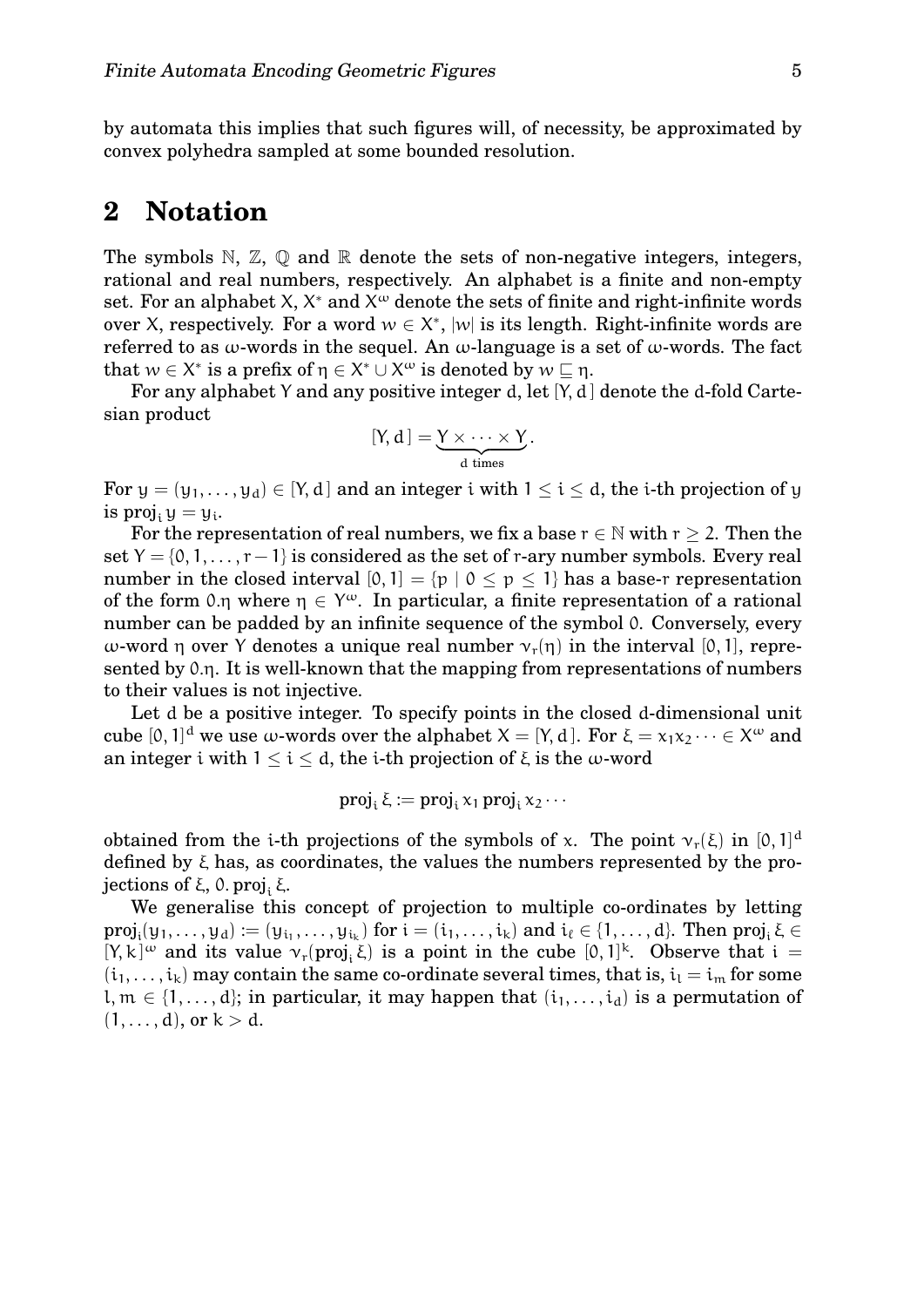by automata this implies that such figures will, of necessity, be approximated by convex polyhedra sampled at some bounded resolution.

## 2 Notation

The symbols $\mathbb{N}$, $\mathbb{Z}$, $\mathbb{Q}$ and $\mathbb{R}$ denote the sets of non-negative integers, integers, rational and real numbers, respectively. An alphabet is a finite and non-empty set. For an alphabet $X$, $X^*$ and $X^\omega$ denote the sets of finite and right-infinite words over $X$, respectively. For a word $w \in X^*$, $|w|$ is its length. Right-infinite words are referred to as $\omega$-words in the sequel. An $\omega$-language is a set of $\omega$-words. The fact that $w \in X^*$ is a prefix of $\eta \in X^* \cup X^\omega$ is denoted by $w \sqsubseteq \eta$.

For any alphabet $Y$ and any positive integer $d$, let $[Y, d\,]$ denote the $d$-fold Cartesian product

$$[Y, d\,] = \underbrace{Y \times \cdots \times Y}_{d \text{ times}}.$$

For $y = (y_1, \ldots, y_d) \in [Y, d\,]$ and an integer $i$ with $1 \leq i \leq d$, the $i$-th projection of $y$ is $\mathrm{proj}_i\, y = y_i$.

For the representation of real numbers, we fix a base $r \in \mathbb{N}$ with $r \geq 2$. Then the set $Y = \{0, 1, \ldots, r-1\}$ is considered as the set of $r$-ary number symbols. Every real number in the closed interval $[0, 1] = \{p \mid 0 \leq p \leq 1\}$ has a base-$r$ representation of the form $0.\eta$ where $\eta \in Y^\omega$. In particular, a finite representation of a rational number can be padded by an infinite sequence of the symbol $0$. Conversely, every $\omega$-word $\eta$ over $Y$ denotes a unique real number $\nu_r(\eta)$ in the interval $[0, 1]$, represented by $0.\eta$. It is well-known that the mapping from representations of numbers to their values is not injective.

Let $d$ be a positive integer. To specify points in the closed $d$-dimensional unit cube $[0, 1]^d$ we use $\omega$-words over the alphabet $X = [Y, d\,]$. For $\xi = x_1 x_2 \cdots \in X^\omega$ and an integer $i$ with $1 \leq i \leq d$, the $i$-th projection of $\xi$ is the $\omega$-word

$$\mathrm{proj}_i\, \xi := \mathrm{proj}_i\, x_1\, \mathrm{proj}_i\, x_2 \cdots$$

obtained from the $i$-th projections of the symbols of $x$. The point $\nu_r(\xi)$ in $[0, 1]^d$ defined by $\xi$ has, as coordinates, the values the numbers represented by the projections of $\xi$, $0.\,\mathrm{proj}_i\, \xi$.

We generalise this concept of projection to multiple co-ordinates by letting $\mathrm{proj}_{\mathbf{i}}(y_1, \ldots, y_d) := (y_{i_1}, \ldots, y_{i_k})$ for $\mathbf{i} = (i_1, \ldots, i_k)$ and $i_\ell \in \{1, \ldots, d\}$. Then $\mathrm{proj}_{\mathbf{i}}\, \xi \in [Y, k\,]^\omega$ and its value $\nu_r(\mathrm{proj}_{\mathbf{i}}\, \xi)$ is a point in the cube $[0, 1]^k$. Observe that $\mathbf{i} = (i_1, \ldots, i_k)$ may contain the same co-ordinate several times, that is, $i_l = i_m$ for some $l, m \in \{1, \ldots, d\}$; in particular, it may happen that $(i_1, \ldots, i_d)$ is a permutation of $(1, \ldots, d)$, or $k > d$.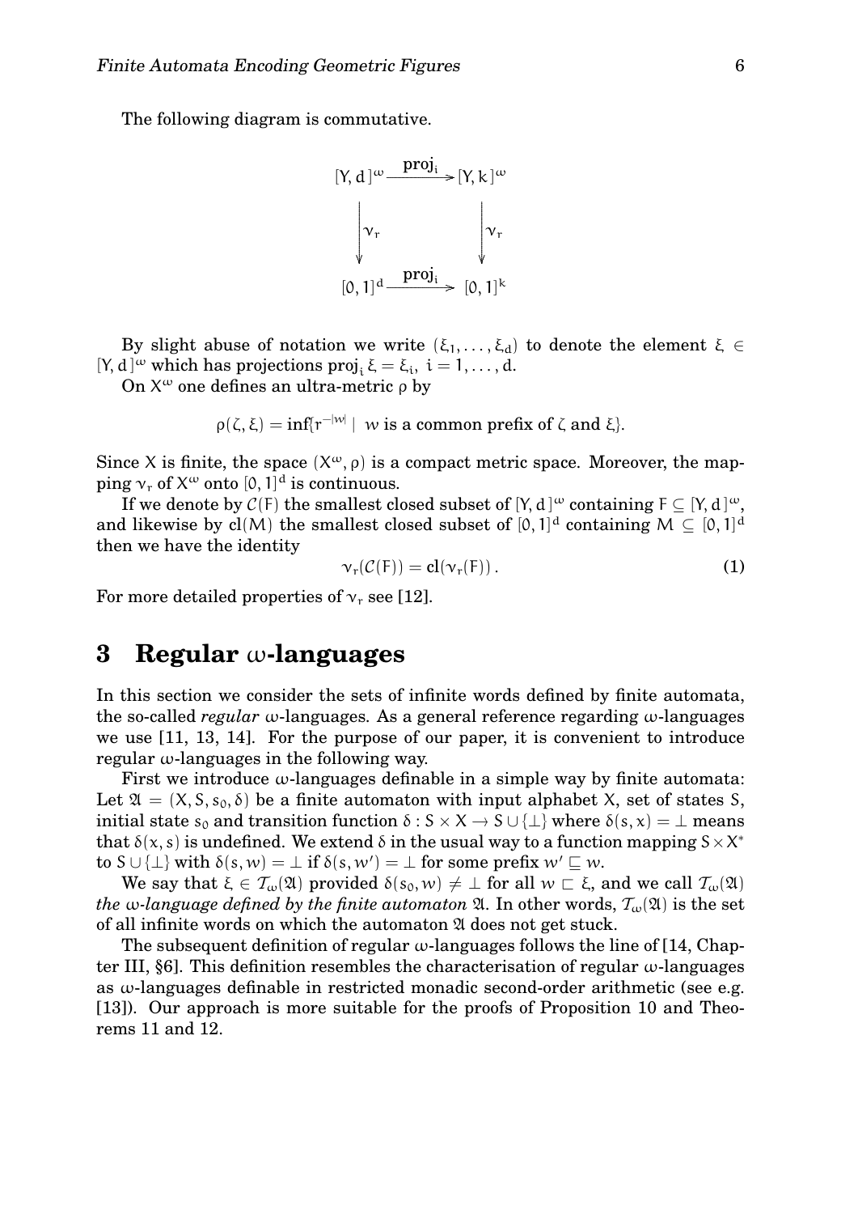The following diagram is commutative.

$$
\begin{array}{ccc}
[Y, d\,]^\omega & \xrightarrow{\mathbf{proj}_i} & [Y, k\,]^\omega \\
\Big\downarrow \nu_r & & \Big\downarrow \nu_r \\
[0,1]^d & \xrightarrow{\mathbf{proj}_i} & [0,1]^k
\end{array}
$$

By slight abuse of notation we write $(\xi_1, \ldots, \xi_d)$ to denote the element $\xi \in [Y, d\,]^\omega$ which has projections $\mathbf{proj}_i\, \xi = \xi_i,\ i = 1, \ldots, d$.

On $X^\omega$ one defines an ultra-metric $\rho$ by

$$\rho(\zeta, \xi) = \inf\{r^{-|w|} \mid w \text{ is a common prefix of } \zeta \text{ and } \xi\}.$$

Since $X$ is finite, the space $(X^\omega, \rho)$ is a compact metric space. Moreover, the mapping $\nu_r$ of $X^\omega$ onto $[0,1]^d$ is continuous.

If we denote by $\mathcal{C}(F)$ the smallest closed subset of $[Y, d\,]^\omega$ containing $F \subseteq [Y, d\,]^\omega$, and likewise by $\mathbf{cl}(M)$ the smallest closed subset of $[0,1]^d$ containing $M \subseteq [0,1]^d$ then we have the identity

$$\nu_r(\mathcal{C}(F)) = \mathbf{cl}(\nu_r(F)) \,. \tag{1}$$

For more detailed properties of $\nu_r$ see [12].

## 3 Regular $\omega$-languages

In this section we consider the sets of infinite words defined by finite automata, the so-called *regular* $\omega$-languages. As a general reference regarding $\omega$-languages we use [11, 13, 14]. For the purpose of our paper, it is convenient to introduce regular $\omega$-languages in the following way.

First we introduce $\omega$-languages definable in a simple way by finite automata: Let $\mathfrak{A} = (X, S, s_0, \delta)$ be a finite automaton with input alphabet $X$, set of states $S$, initial state $s_0$ and transition function $\delta : S \times X \to S \cup \{\perp\}$ where $\delta(s, x) = \perp$ means that $\delta(x, s)$ is undefined. We extend $\delta$ in the usual way to a function mapping $S \times X^*$ to $S \cup \{\perp\}$ with $\delta(s, w) = \perp$ if $\delta(s, w') = \perp$ for some prefix $w' \sqsubseteq w$.

We say that $\xi \in \mathcal{T}_\omega(\mathfrak{A})$ provided $\delta(s_0, w) \neq \perp$ for all $w \sqsubset \xi$, and we call $\mathcal{T}_\omega(\mathfrak{A})$ *the $\omega$-language defined by the finite automaton* $\mathfrak{A}$. In other words, $\mathcal{T}_\omega(\mathfrak{A})$ is the set of all infinite words on which the automaton $\mathfrak{A}$ does not get stuck.

The subsequent definition of regular $\omega$-languages follows the line of [14, Chapter III, §6]. This definition resembles the characterisation of regular $\omega$-languages as $\omega$-languages definable in restricted monadic second-order arithmetic (see e.g. [13]). Our approach is more suitable for the proofs of Proposition 10 and Theorems 11 and 12.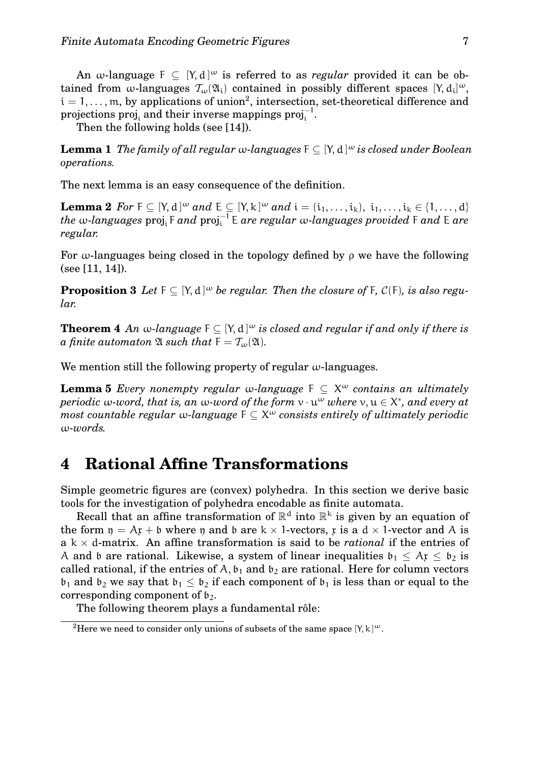An $\omega$-language $F \subseteq [Y,d]^\omega$ is referred to as *regular* provided it can be obtained from $\omega$-languages $\mathcal{T}_\omega(\mathfrak{A}_i)$ contained in possibly different spaces $[Y,d_i]^\omega$, $i = 1,\ldots,m$, by applications of union[2], intersection, set-theoretical difference and projections $\mathrm{proj}_i$ and their inverse mappings $\mathrm{proj}_i^{-1}$.

Then the following holds (see [14]).

**Lemma 1** *The family of all regular $\omega$-languages $F \subseteq [Y,d]^\omega$ is closed under Boolean operations.*

The next lemma is an easy consequence of the definition.

**Lemma 2** *For $F \subseteq [Y,d]^\omega$ and $E \subseteq [Y,k]^\omega$ and $i = (i_1,\ldots,i_k)$, $i_1,\ldots,i_k \in \{1,\ldots,d\}$ the $\omega$-languages $\mathrm{proj}_i F$ and $\mathrm{proj}_i^{-1} E$ are regular $\omega$-languages provided $F$ and $E$ are regular.*

For $\omega$-languages being closed in the topology defined by $\rho$ we have the following (see [11, 14]).

**Proposition 3** *Let $F \subseteq [Y,d]^\omega$ be regular. Then the closure of $F$, $\mathcal{C}(F)$, is also regular.*

**Theorem 4** *An $\omega$-language $F \subseteq [Y,d]^\omega$ is closed and regular if and only if there is a finite automaton $\mathfrak{A}$ such that $F = \mathcal{T}_\omega(\mathfrak{A})$.*

We mention still the following property of regular $\omega$-languages.

**Lemma 5** *Every nonempty regular $\omega$-language $F \subseteq X^\omega$ contains an ultimately periodic $\omega$-word, that is, an $\omega$-word of the form $v \cdot u^\omega$ where $v,u \in X^*$, and every at most countable regular $\omega$-language $F \subseteq X^\omega$ consists entirely of ultimately periodic $\omega$-words.*

# 4 Rational Affine Transformations

Simple geometric figures are (convex) polyhedra. In this section we derive basic tools for the investigation of polyhedra encodable as finite automata.

Recall that an affine transformation of $\mathbb{R}^d$ into $\mathbb{R}^k$ is given by an equation of the form $\mathfrak{y} = A\mathfrak{x} + \mathfrak{b}$ where $\mathfrak{y}$ and $\mathfrak{b}$ are $k \times 1$-vectors, $\mathfrak{x}$ is a $d \times 1$-vector and $A$ is a $k \times d$-matrix. An affine transformation is said to be *rational* if the entries of $A$ and $\mathfrak{b}$ are rational. Likewise, a system of linear inequalities $\mathfrak{b}_1 \leq A\mathfrak{x} \leq \mathfrak{b}_2$ is called rational, if the entries of $A, \mathfrak{b}_1$ and $\mathfrak{b}_2$ are rational. Here for column vectors $\mathfrak{b}_1$ and $\mathfrak{b}_2$ we say that $\mathfrak{b}_1 \leq \mathfrak{b}_2$ if each component of $\mathfrak{b}_1$ is less than or equal to the corresponding component of $\mathfrak{b}_2$.

The following theorem plays a fundamental rôle:

[2] Here we need to consider only unions of subsets of the same space $[Y,k]^\omega$.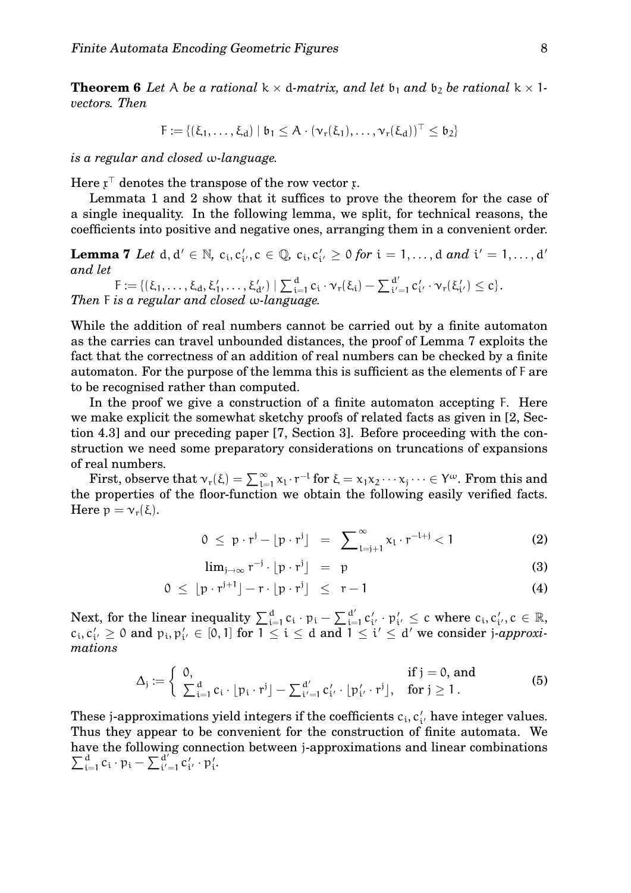**Theorem 6** *Let $A$ be a rational $k \times d$-matrix, and let $\mathfrak{b}_1$ and $\mathfrak{b}_2$ be rational $k \times 1$-vectors. Then*

$$F := \{(\xi_1, \ldots, \xi_d) \mid \mathfrak{b}_1 \leq A \cdot (\nu_r(\xi_1), \ldots, \nu_r(\xi_d))^\top \leq \mathfrak{b}_2\}$$

*is a regular and closed $\omega$-language.*

Here $\mathfrak{x}^\top$ denotes the transpose of the row vector $\mathfrak{x}$.

Lemmata 1 and 2 show that it suffices to prove the theorem for the case of a single inequality. In the following lemma, we split, for technical reasons, the coefficients into positive and negative ones, arranging them in a convenient order.

**Lemma 7** *Let $d, d' \in \mathbb{N}$, $c_i, c'_{i'}, c \in \mathbb{Q}$, $c_i, c'_{i'} \geq 0$ for $i = 1, \ldots, d$ and $i' = 1, \ldots, d'$ and let*

$$F := \{(\xi_1, \ldots, \xi_d, \xi'_1, \ldots, \xi'_{d'}) \mid \sum_{i=1}^{d} c_i \cdot \nu_r(\xi_i) - \sum_{i'=1}^{d'} c'_{i'} \cdot \nu_r(\xi'_{i'}) \leq c\}.$$

*Then $F$ is a regular and closed $\omega$-language.*

While the addition of real numbers cannot be carried out by a finite automaton as the carries can travel unbounded distances, the proof of Lemma 7 exploits the fact that the correctness of an addition of real numbers can be checked by a finite automaton. For the purpose of the lemma this is sufficient as the elements of $F$ are to be recognised rather than computed.

In the proof we give a construction of a finite automaton accepting $F$. Here we make explicit the somewhat sketchy proofs of related facts as given in [2, Section 4.3] and our preceding paper [7, Section 3]. Before proceeding with the construction we need some preparatory considerations on truncations of expansions of real numbers.

First, observe that $\nu_r(\xi) = \sum_{l=1}^{\infty} x_l \cdot r^{-l}$ for $\xi = x_1 x_2 \cdots x_j \cdots \in Y^\omega$. From this and the properties of the floor-function we obtain the following easily verified facts. Here $p = \nu_r(\xi)$.

$$0 \;\leq\; p \cdot r^j - \lfloor p \cdot r^j \rfloor \;=\; \sum\nolimits_{l=j+1}^{\infty} x_l \cdot r^{-l+j} < 1 \tag{2}$$

$$\lim\nolimits_{j \to \infty} r^{-j} \cdot \lfloor p \cdot r^j \rfloor \;=\; p \tag{3}$$

$$0 \;\leq\; \lfloor p \cdot r^{j+1} \rfloor - r \cdot \lfloor p \cdot r^j \rfloor \;\leq\; r - 1 \tag{4}$$

Next, for the linear inequality $\sum_{i=1}^{d} c_i \cdot p_i - \sum_{i=1}^{d'} c'_{i'} \cdot p'_{i'} \leq c$ where $c_i, c'_{i'}, c \in \mathbb{R}$, $c_i, c'_{i'} \geq 0$ and $p_i, p'_{i'} \in [0,1]$ for $1 \leq i \leq d$ and $1 \leq i' \leq d'$ we consider $j$-*approximations*

$$\Delta_j := \begin{cases} 0, & \text{if } j = 0, \text{ and} \\ \sum_{i=1}^{d} c_i \cdot \lfloor p_i \cdot r^j \rfloor - \sum_{i'=1}^{d'} c'_{i'} \cdot \lfloor p'_{i'} \cdot r^j \rfloor, & \text{for } j \geq 1\,. \end{cases} \tag{5}$$

These $j$-approximations yield integers if the coefficients $c_i, c'_{i'}$ have integer values. Thus they appear to be convenient for the construction of finite automata. We have the following connection between $j$-approximations and linear combinations $\sum_{i=1}^{d} c_i \cdot p_i - \sum_{i'=1}^{d'} c'_{i'} \cdot p'_i$.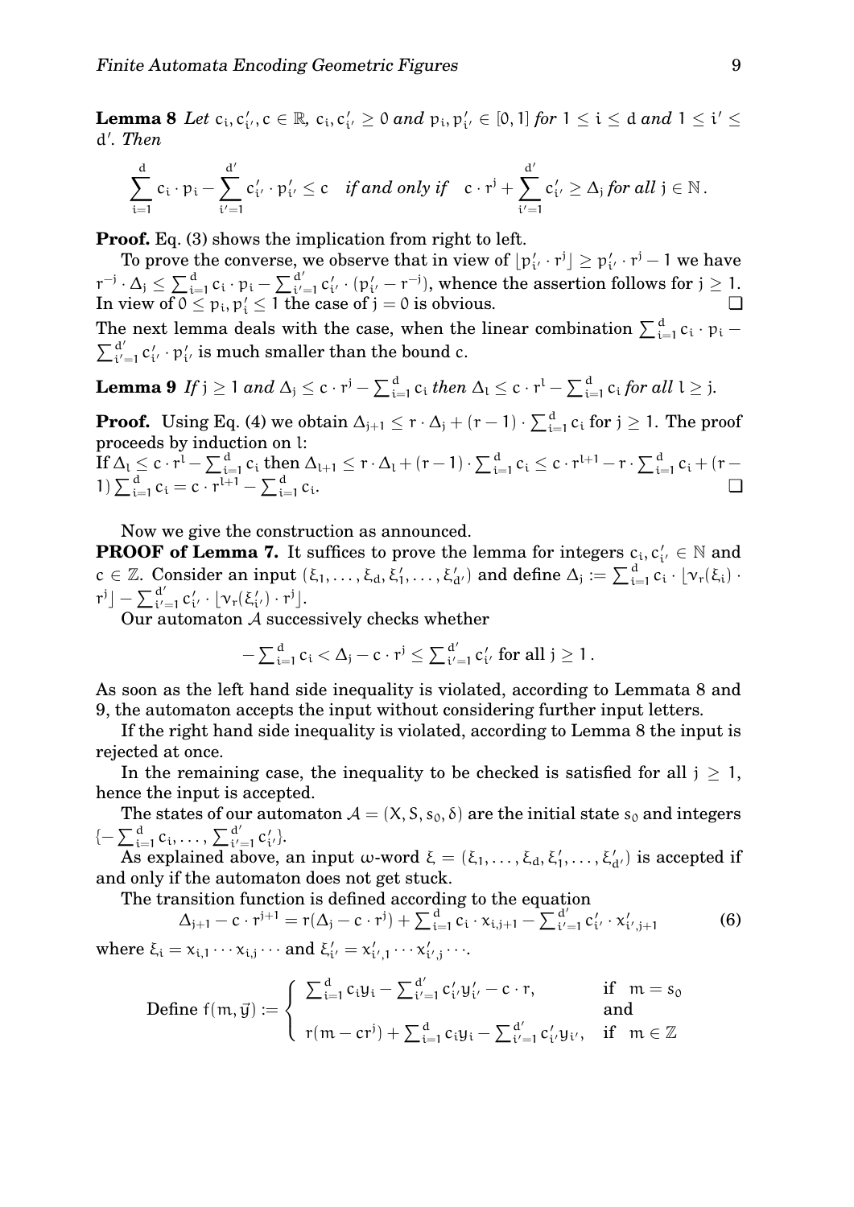**Lemma 8** *Let $c_i, c'_{i'}, c \in \mathbb{R}$, $c_i, c'_{i'} \geq 0$ and $p_i, p'_{i'} \in [0,1]$ for $1 \leq i \leq d$ and $1 \leq i' \leq d'$. Then*

$$\sum_{i=1}^{d} c_i \cdot p_i - \sum_{i'=1}^{d'} c'_{i'} \cdot p'_{i'} \leq c \quad \textit{if and only if} \quad c \cdot r^j + \sum_{i'=1}^{d'} c'_{i'} \geq \Delta_j \textit{ for all } j \in \mathbb{N}\,.$$

**Proof.** Eq. (3) shows the implication from right to left.

To prove the converse, we observe that in view of $\lfloor p'_{i'} \cdot r^j \rfloor \geq p'_{i'} \cdot r^j - 1$ we have $r^{-j} \cdot \Delta_j \leq \sum_{i=1}^{d} c_i \cdot p_i - \sum_{i'=1}^{d'} c'_{i'} \cdot (p'_{i'} - r^{-j})$, whence the assertion follows for $j \geq 1$. In view of $0 \leq p_i, p'_i \leq 1$ the case of $j = 0$ is obvious. ❑

The next lemma deals with the case, when the linear combination $\sum_{i=1}^{d} c_i \cdot p_i - \sum_{i'=1}^{d'} c'_{i'} \cdot p'_{i'}$ is much smaller than the bound $c$.

**Lemma 9** *If $j \geq 1$ and $\Delta_j \leq c \cdot r^j - \sum_{i=1}^{d} c_i$ then $\Delta_l \leq c \cdot r^l - \sum_{i=1}^{d} c_i$ for all $l \geq j$.*

**Proof.** Using Eq. (4) we obtain $\Delta_{j+1} \leq r \cdot \Delta_j + (r-1) \cdot \sum_{i=1}^{d} c_i$ for $j \geq 1$. The proof proceeds by induction on $l$:
If $\Delta_l \leq c \cdot r^l - \sum_{i=1}^{d} c_i$ then $\Delta_{l+1} \leq r \cdot \Delta_l + (r-1) \cdot \sum_{i=1}^{d} c_i \leq c \cdot r^{l+1} - r \cdot \sum_{i=1}^{d} c_i + (r-1) \sum_{i=1}^{d} c_i = c \cdot r^{l+1} - \sum_{i=1}^{d} c_i$. ❑

Now we give the construction as announced.

**PROOF of Lemma 7.** It suffices to prove the lemma for integers $c_i, c'_{i'} \in \mathbb{N}$ and $c \in \mathbb{Z}$. Consider an input $(\xi_1, \ldots, \xi_d, \xi'_1, \ldots, \xi'_{d'})$ and define $\Delta_j := \sum_{i=1}^{d} c_i \cdot \lfloor \nu_r(\xi_i) \cdot r^j \rfloor - \sum_{i'=1}^{d'} c'_{i'} \cdot \lfloor \nu_r(\xi'_{i'}) \cdot r^j \rfloor$.

Our automaton $\mathcal{A}$ successively checks whether

$$-\sum_{i=1}^{d} c_i < \Delta_j - c \cdot r^j \leq \sum_{i'=1}^{d'} c'_{i'} \text{ for all } j \geq 1\,.$$

As soon as the left hand side inequality is violated, according to Lemmata 8 and 9, the automaton accepts the input without considering further input letters.

If the right hand side inequality is violated, according to Lemma 8 the input is rejected at once.

In the remaining case, the inequality to be checked is satisfied for all $j \geq 1$, hence the input is accepted.

The states of our automaton $\mathcal{A} = (X, S, s_0, \delta)$ are the initial state $s_0$ and integers $\{-\sum_{i=1}^{d} c_i, \ldots, \sum_{i'=1}^{d'} c'_{i'}\}$.

As explained above, an input $\omega$-word $\xi = (\xi_1, \ldots, \xi_d, \xi'_1, \ldots, \xi'_{d'})$ is accepted if and only if the automaton does not get stuck.

The transition function is defined according to the equation

$$\Delta_{j+1} - c \cdot r^{j+1} = r(\Delta_j - c \cdot r^j) + \sum_{i=1}^{d} c_i \cdot x_{i,j+1} - \sum_{i'=1}^{d'} c'_{i'} \cdot x'_{i',j+1} \tag{6}$$

where $\xi_i = x_{i,1} \cdots x_{i,j} \cdots$ and $\xi'_{i'} = x'_{i',1} \cdots x'_{i',j} \cdots$.

$$\text{Define } f(m, \vec{y}) := \begin{cases} \sum_{i=1}^{d} c_i y_i - \sum_{i'=1}^{d'} c'_{i'} y'_{i'} - c \cdot r, & \text{if } \ m = s_0 \\ & \text{and} \\ r(m - cr^j) + \sum_{i=1}^{d} c_i y_i - \sum_{i'=1}^{d'} c'_{i'} y_{i'}, & \text{if } \ m \in \mathbb{Z} \end{cases}$$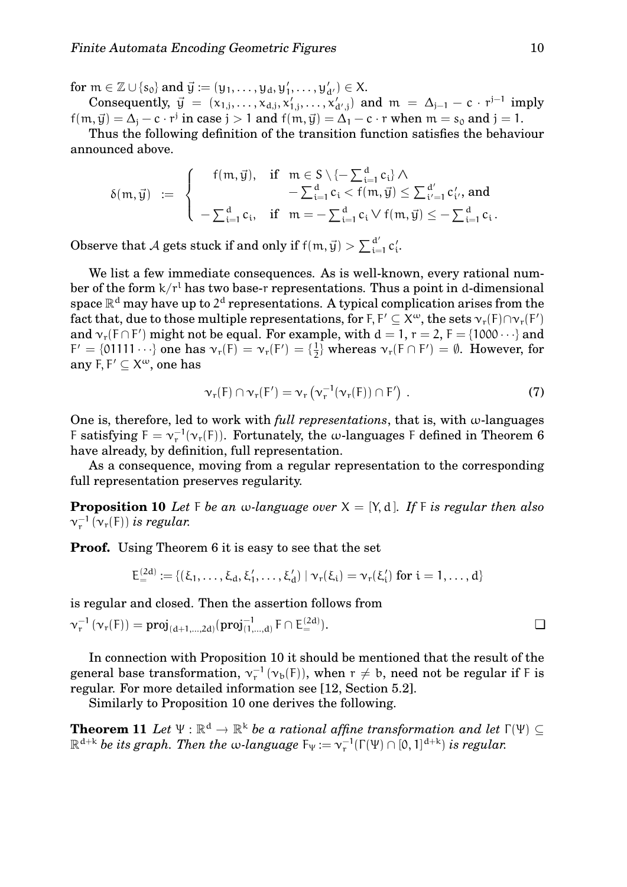for $m \in \mathbb{Z} \cup \{s_0\}$ and $\vec{y} := (y_1, \ldots, y_d, y'_1, \ldots, y'_{d'}) \in X$.

Consequently, $\vec{y} = (x_{1,j}, \ldots, x_{d,j}, x'_{1,j}, \ldots, x'_{d',j})$ and $m = \Delta_{j-1} - c \cdot r^{j-1}$ imply $f(m, \vec{y}) = \Delta_j - c \cdot r^j$ in case $j > 1$ and $f(m, \vec{y}) = \Delta_1 - c \cdot r$ when $m = s_0$ and $j = 1$.

Thus the following definition of the transition function satisfies the behaviour announced above.

$$\delta(m, \vec{y}) := \begin{cases} f(m, \vec{y}), & \text{if } m \in S \setminus \{-\sum_{i=1}^{d} c_i\} \wedge \\ & \quad -\sum_{i=1}^{d} c_i < f(m, \vec{y}) \leq \sum_{i'=1}^{d'} c'_{i'}, \text{ and} \\ -\sum_{i=1}^{d} c_i, & \text{if } m = -\sum_{i=1}^{d} c_i \vee f(m, \vec{y}) \leq -\sum_{i=1}^{d} c_i\,. \end{cases}$$

Observe that $\mathcal{A}$ gets stuck if and only if $f(m, \vec{y}) > \sum_{i=1}^{d'} c'_i$.

We list a few immediate consequences. As is well-known, every rational number of the form $k/r^l$ has two base-$r$ representations. Thus a point in $d$-dimensional space $\mathbb{R}^d$ may have up to $2^d$ representations. A typical complication arises from the fact that, due to those multiple representations, for $F, F' \subseteq X^\omega$, the sets $\nu_r(F) \cap \nu_r(F')$ and $\nu_r(F \cap F')$ might not be equal. For example, with $d = 1$, $r = 2$, $F = \{1000\cdots\}$ and $F' = \{01111\cdots\}$ one has $\nu_r(F) = \nu_r(F') = \{\frac{1}{2}\}$ whereas $\nu_r(F \cap F') = \emptyset$. However, for any $F, F' \subseteq X^\omega$, one has

$$\nu_r(F) \cap \nu_r(F') = \nu_r\left(\nu_r^{-1}(\nu_r(F)) \cap F'\right) . \tag{7}$$

One is, therefore, led to work with *full representations*, that is, with $\omega$-languages $F$ satisfying $F = \nu_r^{-1}(\nu_r(F))$. Fortunately, the $\omega$-languages $F$ defined in Theorem 6 have already, by definition, full representation.

As a consequence, moving from a regular representation to the corresponding full representation preserves regularity.

**Proposition 10** *Let $F$ be an $\omega$-language over $X = [Y, d]$. If $F$ is regular then also $\nu_r^{-1}(\nu_r(F))$ is regular.*

**Proof.** Using Theorem 6 it is easy to see that the set

$$E_=^{(2d)} := \{(\xi_1, \ldots, \xi_d, \xi'_1, \ldots, \xi'_d) \mid \nu_r(\xi_i) = \nu_r(\xi'_i) \text{ for } i = 1, \ldots, d\}$$

is regular and closed. Then the assertion follows from

$\nu_r^{-1}(\nu_r(F)) = \mathbf{proj}_{(d+1,\ldots,2d)}(\mathbf{proj}^{-1}_{(1,\ldots,d)} F \cap E_=^{(2d)})$. ❑

In connection with Proposition 10 it should be mentioned that the result of the general base transformation, $\nu_r^{-1}(\nu_b(F))$, when $r \neq b$, need not be regular if $F$ is regular. For more detailed information see [12, Section 5.2].

Similarly to Proposition 10 one derives the following.

**Theorem 11** *Let $\Psi : \mathbb{R}^d \to \mathbb{R}^k$ be a rational affine transformation and let $\Gamma(\Psi) \subseteq \mathbb{R}^{d+k}$ be its graph. Then the $\omega$-language $F_\Psi := \nu_r^{-1}(\Gamma(\Psi) \cap [0,1]^{d+k})$ is regular.*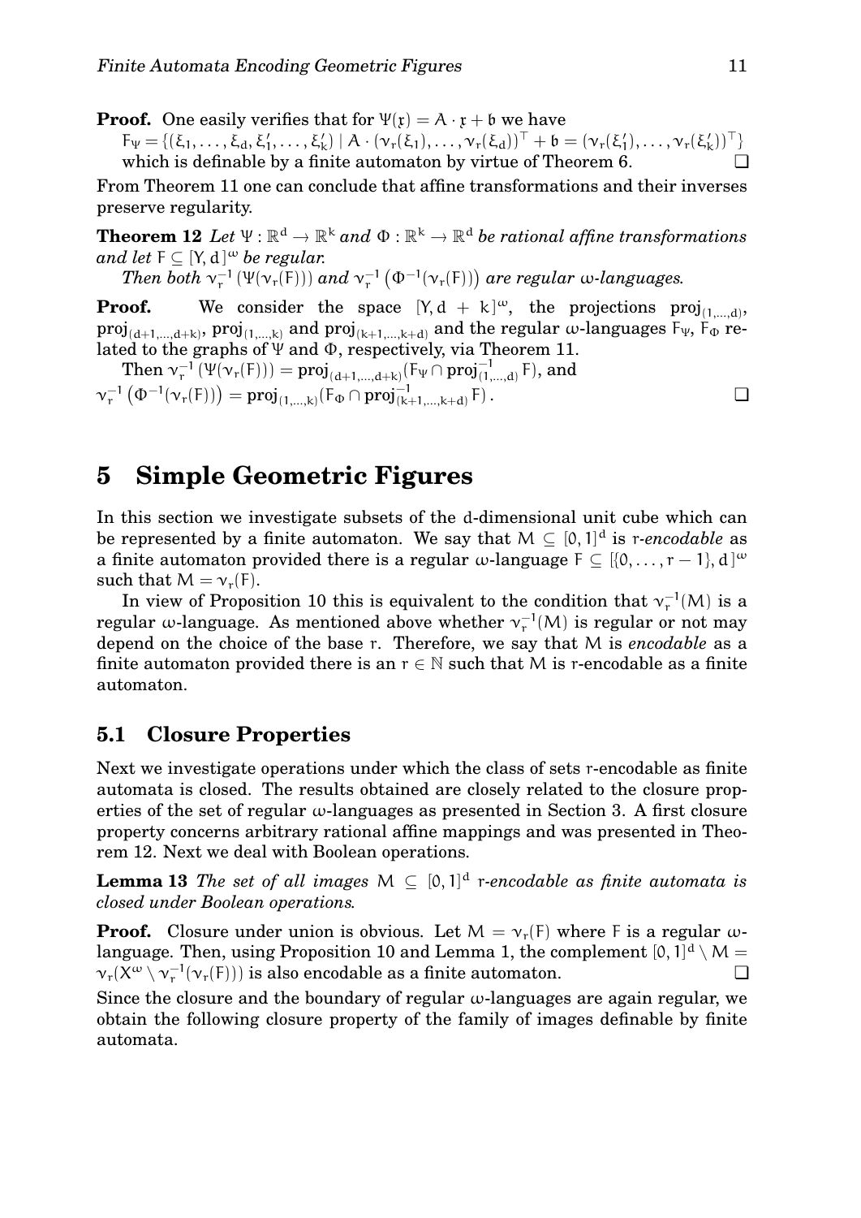**Proof.** One easily verifies that for $\Psi(\mathfrak{x}) = A \cdot \mathfrak{x} + \mathfrak{b}$ we have
$F_\Psi = \{(\xi_1, \ldots, \xi_d, \xi'_1, \ldots, \xi'_k) \mid A \cdot (\nu_r(\xi_1), \ldots, \nu_r(\xi_d))^\top + \mathfrak{b} = (\nu_r(\xi'_1), \ldots, \nu_r(\xi'_k))^\top\}$
which is definable by a finite automaton by virtue of Theorem 6. ❑

From Theorem 11 one can conclude that affine transformations and their inverses preserve regularity.

**Theorem 12** *Let $\Psi : \mathbb{R}^d \to \mathbb{R}^k$ and $\Phi : \mathbb{R}^k \to \mathbb{R}^d$ be rational affine transformations and let $F \subseteq [Y, d]^\omega$ be regular.*

*Then both $\nu_r^{-1}(\Psi(\nu_r(F)))$ and $\nu_r^{-1}\left(\Phi^{-1}(\nu_r(F))\right)$ are regular $\omega$-languages.*

**Proof.** We consider the space $[Y, d+k]^\omega$, the projections $\mathbf{proj}_{(1,\ldots,d)}$, $\mathbf{proj}_{(d+1,\ldots,d+k)}$, $\mathbf{proj}_{(1,\ldots,k)}$ and $\mathbf{proj}_{(k+1,\ldots,k+d)}$ and the regular $\omega$-languages $F_\Psi$, $F_\Phi$ related to the graphs of $\Psi$ and $\Phi$, respectively, via Theorem 11.

Then $\nu_r^{-1}(\Psi(\nu_r(F))) = \mathbf{proj}_{(d+1,\ldots,d+k)}(F_\Psi \cap \mathbf{proj}^{-1}_{(1,\ldots,d)} F)$, and
$\nu_r^{-1}\left(\Phi^{-1}(\nu_r(F))\right) = \mathbf{proj}_{(1,\ldots,k)}(F_\Phi \cap \mathbf{proj}^{-1}_{(k+1,\ldots,k+d)} F)$. ❑

# 5 Simple Geometric Figures

In this section we investigate subsets of the $d$-dimensional unit cube which can be represented by a finite automaton. We say that $M \subseteq [0,1]^d$ is $r$-*encodable* as a finite automaton provided there is a regular $\omega$-language $F \subseteq [\{0, \ldots, r-1\}, d]^\omega$ such that $M = \nu_r(F)$.

In view of Proposition 10 this is equivalent to the condition that $\nu_r^{-1}(M)$ is a regular $\omega$-language. As mentioned above whether $\nu_r^{-1}(M)$ is regular or not may depend on the choice of the base $r$. Therefore, we say that $M$ is *encodable* as a finite automaton provided there is an $r \in \mathbb{N}$ such that $M$ is $r$-encodable as a finite automaton.

## 5.1 Closure Properties

Next we investigate operations under which the class of sets $r$-encodable as finite automata is closed. The results obtained are closely related to the closure properties of the set of regular $\omega$-languages as presented in Section 3. A first closure property concerns arbitrary rational affine mappings and was presented in Theorem 12. Next we deal with Boolean operations.

**Lemma 13** *The set of all images $M \subseteq [0,1]^d$ $r$-encodable as finite automata is closed under Boolean operations.*

**Proof.** Closure under union is obvious. Let $M = \nu_r(F)$ where $F$ is a regular $\omega$-language. Then, using Proposition 10 and Lemma 1, the complement $[0,1]^d \setminus M = \nu_r(X^\omega \setminus \nu_r^{-1}(\nu_r(F)))$ is also encodable as a finite automaton. ❑

Since the closure and the boundary of regular $\omega$-languages are again regular, we obtain the following closure property of the family of images definable by finite automata.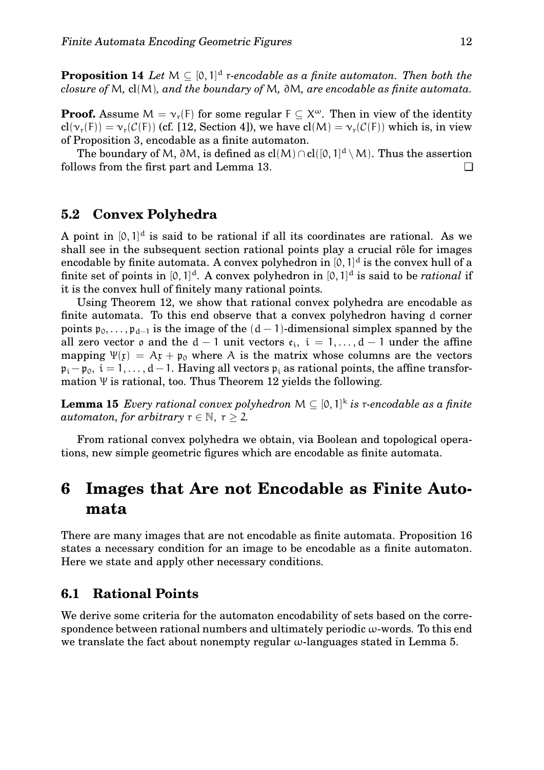**Proposition 14** *Let $M \subseteq [0,1]^d$ r-encodable as a finite automaton. Then both the closure of M, $\mathrm{cl}(M)$, and the boundary of M, $\partial M$, are encodable as finite automata.*

**Proof.** Assume $M = \nu_r(F)$ for some regular $F \subseteq X^\omega$. Then in view of the identity $\mathrm{cl}(\nu_r(F)) = \nu_r(\mathcal{C}(F))$ (cf. [12, Section 4]), we have $\mathrm{cl}(M) = \nu_r(\mathcal{C}(F))$ which is, in view of Proposition 3, encodable as a finite automaton.

The boundary of M, $\partial M$, is defined as $\mathrm{cl}(M) \cap \mathrm{cl}([0,1]^d \setminus M)$. Thus the assertion follows from the first part and Lemma 13. ❑

## 5.2 Convex Polyhedra

A point in $[0,1]^d$ is said to be rational if all its coordinates are rational. As we shall see in the subsequent section rational points play a crucial rôle for images encodable by finite automata. A convex polyhedron in $[0,1]^d$ is the convex hull of a finite set of points in $[0,1]^d$. A convex polyhedron in $[0,1]^d$ is said to be *rational* if it is the convex hull of finitely many rational points.

Using Theorem 12, we show that rational convex polyhedra are encodable as finite automata. To this end observe that a convex polyhedron having d corner points $\mathfrak{p}_0, \ldots, \mathfrak{p}_{d-1}$ is the image of the $(d-1)$-dimensional simplex spanned by the all zero vector $\mathfrak{o}$ and the $d-1$ unit vectors $\mathfrak{e}_i$, $i = 1, \ldots, d-1$ under the affine mapping $\Psi(\mathfrak{x}) = A\mathfrak{x} + \mathfrak{p}_0$ where A is the matrix whose columns are the vectors $\mathfrak{p}_i - \mathfrak{p}_0$, $i = 1, \ldots, d-1$. Having all vectors $\mathfrak{p}_i$ as rational points, the affine transformation $\Psi$ is rational, too. Thus Theorem 12 yields the following.

**Lemma 15** *Every rational convex polyhedron $M \subseteq [0,1]^k$ is r-encodable as a finite automaton, for arbitrary $r \in \mathbb{N}$, $r \geq 2$.*

From rational convex polyhedra we obtain, via Boolean and topological operations, new simple geometric figures which are encodable as finite automata.

# 6 Images that Are not Encodable as Finite Automata

There are many images that are not encodable as finite automata. Proposition 16 states a necessary condition for an image to be encodable as a finite automaton. Here we state and apply other necessary conditions.

## 6.1 Rational Points

We derive some criteria for the automaton encodability of sets based on the correspondence between rational numbers and ultimately periodic $\omega$-words. To this end we translate the fact about nonempty regular $\omega$-languages stated in Lemma 5.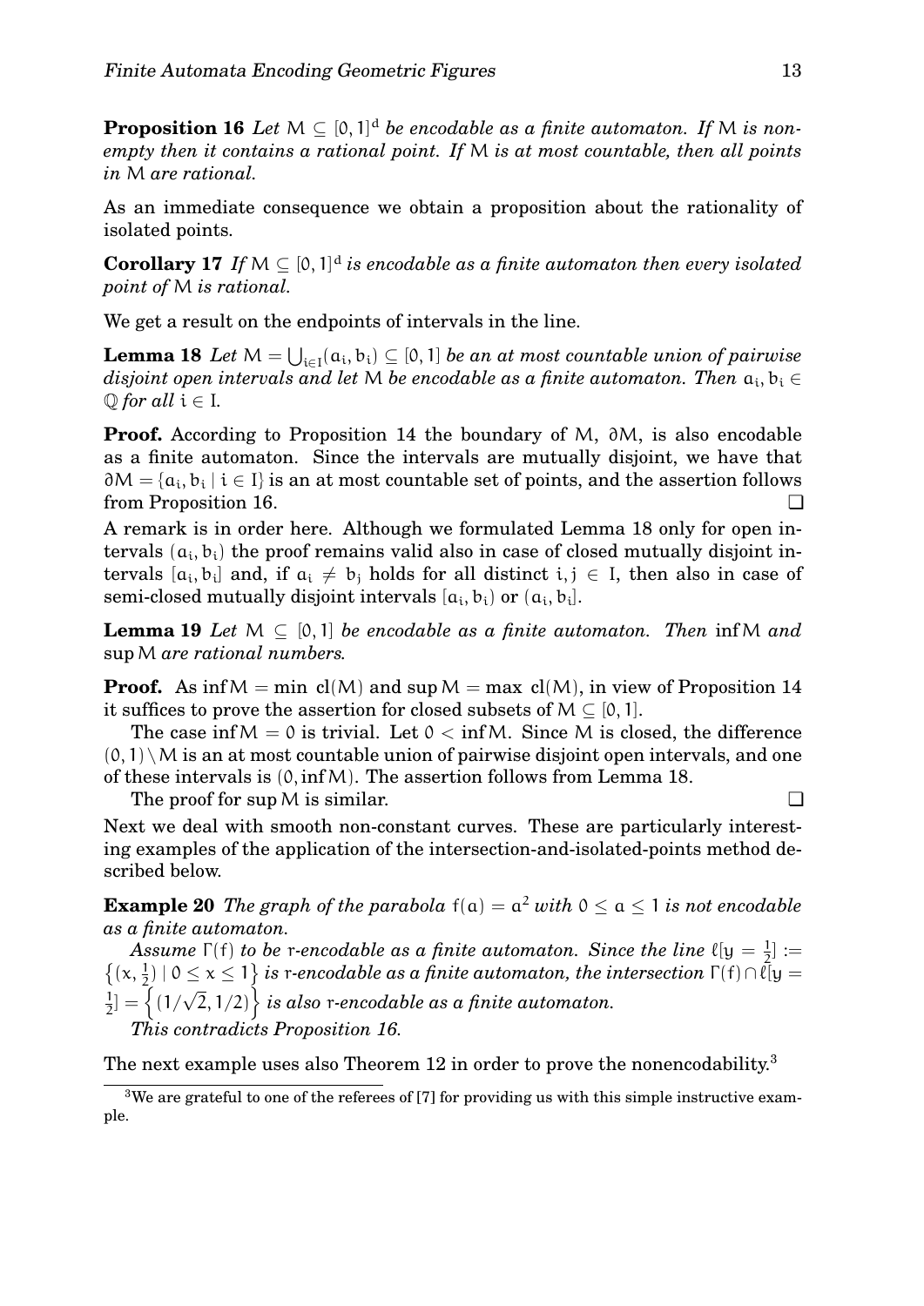**Proposition 16** *Let $M \subseteq [0,1]^d$ be encodable as a finite automaton. If $M$ is non-empty then it contains a rational point. If $M$ is at most countable, then all points in $M$ are rational.*

As an immediate consequence we obtain a proposition about the rationality of isolated points.

**Corollary 17** *If $M \subseteq [0,1]^d$ is encodable as a finite automaton then every isolated point of $M$ is rational.*

We get a result on the endpoints of intervals in the line.

**Lemma 18** *Let $M = \bigcup_{i \in I}(a_i, b_i) \subseteq [0,1]$ be an at most countable union of pairwise disjoint open intervals and let $M$ be encodable as a finite automaton. Then $a_i, b_i \in \mathbb{Q}$ for all $i \in I$.*

**Proof.** According to Proposition 14 the boundary of $M$, $\partial M$, is also encodable as a finite automaton. Since the intervals are mutually disjoint, we have that $\partial M = \{a_i, b_i \mid i \in I\}$ is an at most countable set of points, and the assertion follows from Proposition 16. ❑

A remark is in order here. Although we formulated Lemma 18 only for open intervals $(a_i, b_i)$ the proof remains valid also in case of closed mutually disjoint intervals $[a_i, b_i]$ and, if $a_i \neq b_j$ holds for all distinct $i, j \in I$, then also in case of semi-closed mutually disjoint intervals $[a_i, b_i)$ or $(a_i, b_i]$.

**Lemma 19** *Let $M \subseteq [0,1]$ be encodable as a finite automaton. Then $\inf M$ and $\sup M$ are rational numbers.*

**Proof.** As $\inf M = \min \operatorname{cl}(M)$ and $\sup M = \max \operatorname{cl}(M)$, in view of Proposition 14 it suffices to prove the assertion for closed subsets of $M \subseteq [0,1]$.

The case $\inf M = 0$ is trivial. Let $0 < \inf M$. Since $M$ is closed, the difference $(0,1) \setminus M$ is an at most countable union of pairwise disjoint open intervals, and one of these intervals is $(0, \inf M)$. The assertion follows from Lemma 18.

The proof for $\sup M$ is similar. ❑

Next we deal with smooth non-constant curves. These are particularly interesting examples of the application of the intersection-and-isolated-points method described below.

**Example 20** *The graph of the parabola $f(a) = a^2$ with $0 \leq a \leq 1$ is not encodable as a finite automaton.*

*Assume $\Gamma(f)$ to be $r$-encodable as a finite automaton. Since the line $\ell[y = \frac{1}{2}] := \left\{(x, \frac{1}{2}) \mid 0 \leq x \leq 1\right\}$ is $r$-encodable as a finite automaton, the intersection $\Gamma(f) \cap \ell[y = \frac{1}{2}] = \left\{(1/\sqrt{2}, 1/2)\right\}$ is also $r$-encodable as a finite automaton.*

*This contradicts Proposition 16.*

The next example uses also Theorem 12 in order to prove the nonencodability.[3]

---

[3] We are grateful to one of the referees of [7] for providing us with this simple instructive example.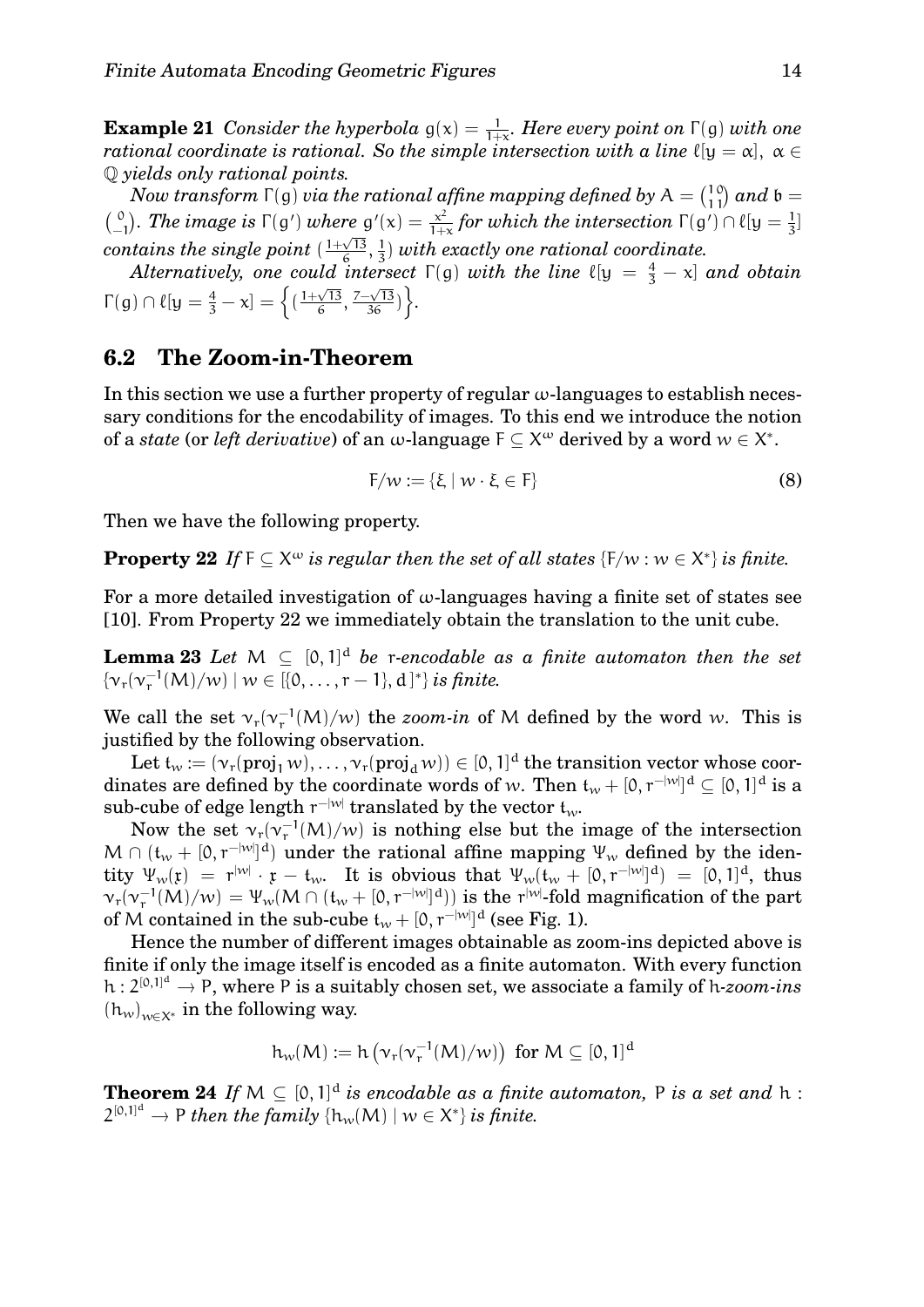**Example 21** *Consider the hyperbola $g(x) = \frac{1}{1+x}$. Here every point on $\Gamma(g)$ with one rational coordinate is rational. So the simple intersection with a line $\ell[y = \alpha]$, $\alpha \in \mathbb{Q}$ yields only rational points.*

*Now transform $\Gamma(g)$ via the rational affine mapping defined by $A = \binom{1\,0}{1\,1}$ and $\mathfrak{b} = \binom{0}{-1}$. The image is $\Gamma(g')$ where $g'(x) = \frac{x^2}{1+x}$ for which the intersection $\Gamma(g') \cap \ell[y = \frac{1}{3}]$ contains the single point $(\frac{1+\sqrt{13}}{6}, \frac{1}{3})$ with exactly one rational coordinate.*

*Alternatively, one could intersect $\Gamma(g)$ with the line $\ell[y = \frac{4}{3} - x]$ and obtain $\Gamma(g) \cap \ell[y = \frac{4}{3} - x] = \left\{ (\frac{1+\sqrt{13}}{6}, \frac{7-\sqrt{13}}{36}) \right\}$.*

## 6.2 The Zoom-in-Theorem

In this section we use a further property of regular $\omega$-languages to establish necessary conditions for the encodability of images. To this end we introduce the notion of a *state* (or *left derivative*) of an $\omega$-language $F \subseteq X^\omega$ derived by a word $w \in X^*$.

$$F/w := \{\xi \mid w \cdot \xi \in F\} \tag{8}$$

Then we have the following property.

**Property 22** *If $F \subseteq X^\omega$ is regular then the set of all states $\{F/w : w \in X^*\}$ is finite.*

For a more detailed investigation of $\omega$-languages having a finite set of states see [10]. From Property 22 we immediately obtain the translation to the unit cube.

**Lemma 23** *Let $M \subseteq [0,1]^d$ be $r$-encodable as a finite automaton then the set $\{\nu_r(\nu_r^{-1}(M)/w) \mid w \in [\{0, \ldots, r-1\}, d\,]^*\}$ is finite.*

We call the set $\nu_r(\nu_r^{-1}(M)/w)$ the *zoom-in* of $M$ defined by the word $w$. This is justified by the following observation.

Let $t_w := (\nu_r(\mathbf{proj}_1\, w), \ldots, \nu_r(\mathbf{proj}_d\, w)) \in [0,1]^d$ the transition vector whose coordinates are defined by the coordinate words of $w$. Then $t_w + [0, r^{-|w|}]^d \subseteq [0,1]^d$ is a sub-cube of edge length $r^{-|w|}$ translated by the vector $t_w$.

Now the set $\nu_r(\nu_r^{-1}(M)/w)$ is nothing else but the image of the intersection $M \cap (t_w + [0, r^{-|w|}]^d)$ under the rational affine mapping $\Psi_w$ defined by the identity $\Psi_w(\mathfrak{x}) = r^{|w|} \cdot \mathfrak{x} - t_w$. It is obvious that $\Psi_w(t_w + [0, r^{-|w|}]^d) = [0,1]^d$, thus $\nu_r(\nu_r^{-1}(M)/w) = \Psi_w(M \cap (t_w + [0, r^{-|w|}]^d))$ is the $r^{|w|}$-fold magnification of the part of $M$ contained in the sub-cube $t_w + [0, r^{-|w|}]^d$ (see Fig. 1).

Hence the number of different images obtainable as zoom-ins depicted above is finite if only the image itself is encoded as a finite automaton. With every function $h : 2^{[0,1]^d} \to P$, where $P$ is a suitably chosen set, we associate a family of $h$-*zoom-ins* $(h_w)_{w \in X^*}$ in the following way.

$$h_w(M) := h\left(\nu_r(\nu_r^{-1}(M)/w)\right) \text{ for } M \subseteq [0,1]^d$$

**Theorem 24** *If $M \subseteq [0,1]^d$ is encodable as a finite automaton, $P$ is a set and $h : 2^{[0,1]^d} \to P$ then the family $\{h_w(M) \mid w \in X^*\}$ is finite.*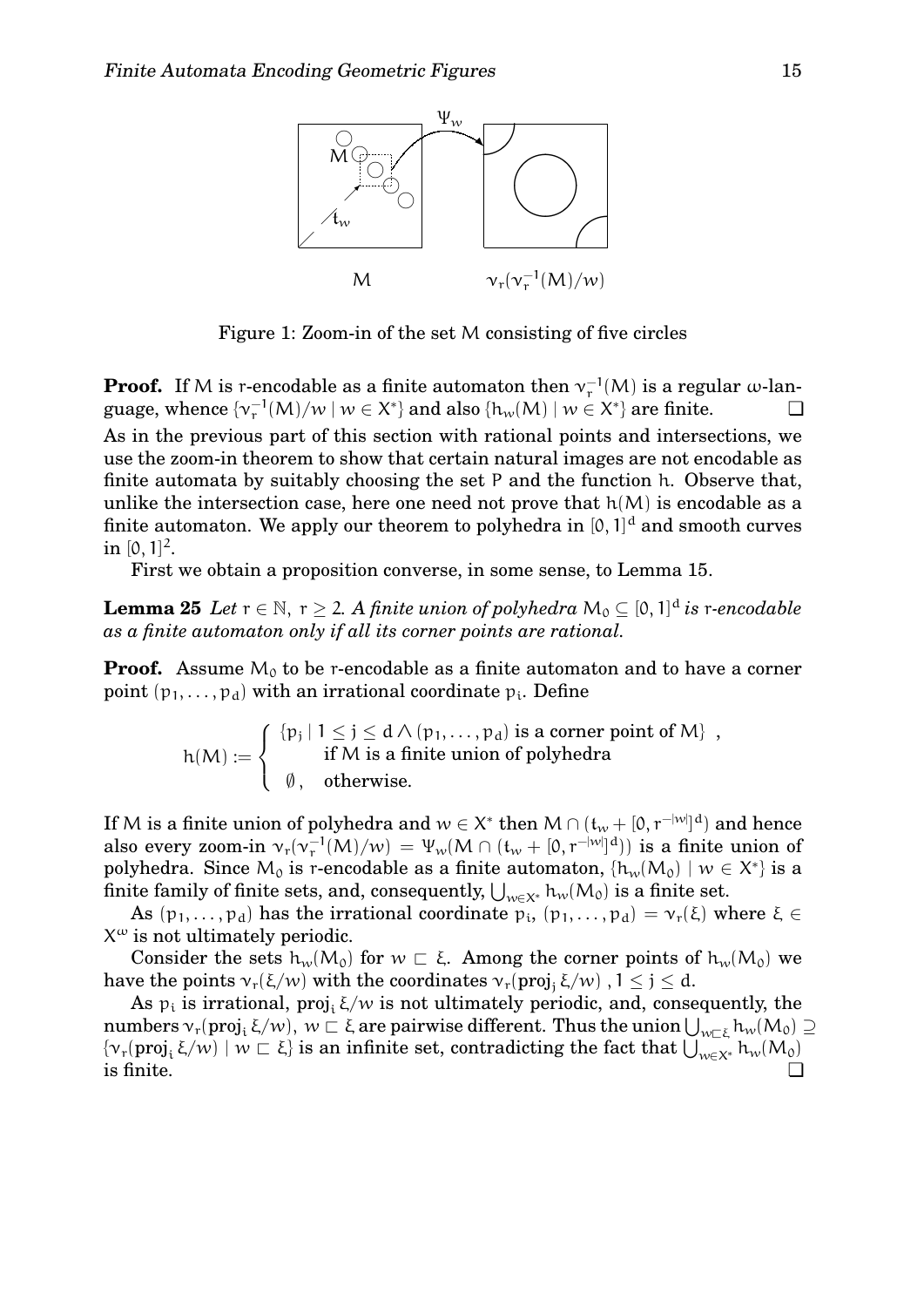Figure 1: Zoom-in of the set $M$ consisting of five circles

**Proof.** If $M$ is $r$-encodable as a finite automaton then $\nu_r^{-1}(M)$ is a regular $\omega$-language, whence $\{\nu_r^{-1}(M)/w \mid w \in X^*\}$ and also $\{h_w(M) \mid w \in X^*\}$ are finite. ❑

As in the previous part of this section with rational points and intersections, we use the zoom-in theorem to show that certain natural images are not encodable as finite automata by suitably choosing the set $P$ and the function $h$. Observe that, unlike the intersection case, here one need not prove that $h(M)$ is encodable as a finite automaton. We apply our theorem to polyhedra in $[0,1]^d$ and smooth curves in $[0,1]^2$.

First we obtain a proposition converse, in some sense, to Lemma 15.

**Lemma 25** *Let $r \in \mathbb{N}$, $r \geq 2$. A finite union of polyhedra $M_0 \subseteq [0,1]^d$ is $r$-encodable as a finite automaton only if all its corner points are rational.*

**Proof.** Assume $M_0$ to be $r$-encodable as a finite automaton and to have a corner point $(p_1, \ldots, p_d)$ with an irrational coordinate $p_i$. Define

$$h(M) := \begin{cases} \{p_j \mid 1 \leq j \leq d \wedge (p_1, \ldots, p_d) \text{ is a corner point of } M\}\ , \\ \qquad \text{if } M \text{ is a finite union of polyhedra} \\ \emptyset\ , \quad \text{otherwise.} \end{cases}$$

If $M$ is a finite union of polyhedra and $w \in X^*$ then $M \cap (t_w + [0, r^{-|w|}]^d)$ and hence also every zoom-in $\nu_r(\nu_r^{-1}(M)/w) = \Psi_w(M \cap (t_w + [0, r^{-|w|}]^d))$ is a finite union of polyhedra. Since $M_0$ is $r$-encodable as a finite automaton, $\{h_w(M_0) \mid w \in X^*\}$ is a finite family of finite sets, and, consequently, $\bigcup_{w \in X^*} h_w(M_0)$ is a finite set.

As $(p_1, \ldots, p_d)$ has the irrational coordinate $p_i$, $(p_1, \ldots, p_d) = \nu_r(\xi)$ where $\xi \in X^\omega$ is not ultimately periodic.

Consider the sets $h_w(M_0)$ for $w \sqsubset \xi$. Among the corner points of $h_w(M_0)$ we have the points $\nu_r(\xi/w)$ with the coordinates $\nu_r(\mathrm{proj}_j\, \xi/w)$ , $1 \leq j \leq d$.

As $p_i$ is irrational, $\mathrm{proj}_i\, \xi/w$ is not ultimately periodic, and, consequently, the numbers $\nu_r(\mathrm{proj}_i\, \xi/w)$, $w \sqsubset \xi$ are pairwise different. Thus the union $\bigcup_{w \sqsubset \xi} h_w(M_0) \supseteq \{\nu_r(\mathrm{proj}_i\, \xi/w) \mid w \sqsubset \xi\}$ is an infinite set, contradicting the fact that $\bigcup_{w \in X^*} h_w(M_0)$ is finite. ❑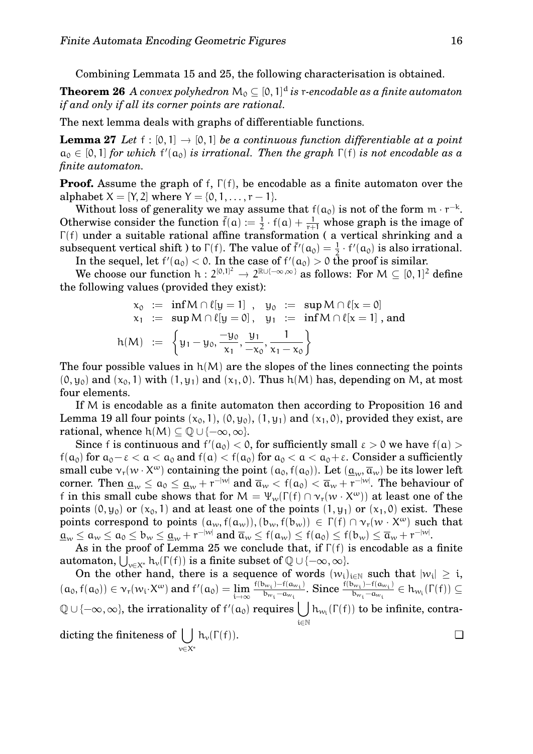Combining Lemmata 15 and 25, the following characterisation is obtained.

**Theorem 26** *A convex polyhedron $M_0 \subseteq [0,1]^d$ is $r$-encodable as a finite automaton if and only if all its corner points are rational.*

The next lemma deals with graphs of differentiable functions.

**Lemma 27** *Let $f : [0,1] \to [0,1]$ be a continuous function differentiable at a point $a_0 \in [0,1]$ for which $f'(a_0)$ is irrational. Then the graph $\Gamma(f)$ is not encodable as a finite automaton.*

**Proof.** Assume the graph of $f$, $\Gamma(f)$, be encodable as a finite automaton over the alphabet $X = [Y,2]$ where $Y = \{0,1,\ldots,r-1\}$.

Without loss of generality we may assume that $f(a_0)$ is not of the form $m \cdot r^{-k}$. Otherwise consider the function $\bar{f}(a) := \frac{1}{2} \cdot f(a) + \frac{1}{r+1}$ whose graph is the image of $\Gamma(f)$ under a suitable rational affine transformation ( a vertical shrinking and a subsequent vertical shift ) to $\Gamma(f)$. The value of $\bar{f}'(a_0) = \frac{1}{2} \cdot f'(a_0)$ is also irrational.

In the sequel, let $f'(a_0) < 0$. In the case of $f'(a_0) > 0$ the proof is similar.

We choose our function $h : 2^{[0,1]^2} \to 2^{\mathbb{R} \cup \{-\infty,\infty\}}$ as follows: For $M \subseteq [0,1]^2$ define the following values (provided they exist):

$$
\begin{aligned}
x_0 &:= \inf M \cap \ell[y=1] \ , \quad y_0 := \sup M \cap \ell[x=0] \\
x_1 &:= \sup M \cap \ell[y=0] \ , \quad y_1 := \inf M \cap \ell[x=1] \ \text{, and} \\
h(M) &:= \left\{ y_1 - y_0, \frac{-y_0}{x_1}, \frac{y_1}{-x_0}, \frac{1}{x_1 - x_0} \right\}
\end{aligned}
$$

The four possible values in $h(M)$ are the slopes of the lines connecting the points $(0,y_0)$ and $(x_0,1)$ with $(1,y_1)$ and $(x_1,0)$. Thus $h(M)$ has, depending on $M$, at most four elements.

If $M$ is encodable as a finite automaton then according to Proposition 16 and Lemma 19 all four points $(x_0,1)$, $(0,y_0)$, $(1,y_1)$ and $(x_1,0)$, provided they exist, are rational, whence $h(M) \subseteq \mathbb{Q} \cup \{-\infty,\infty\}$.

Since $f$ is continuous and $f'(a_0) < 0$, for sufficiently small $\varepsilon > 0$ we have $f(a) > f(a_0)$ for $a_0 - \varepsilon < a < a_0$ and $f(a) < f(a_0)$ for $a_0 < a < a_0 + \varepsilon$. Consider a sufficiently small cube $\nu_r(w \cdot X^\omega)$ containing the point $(a_0, f(a_0))$. Let $(\underline{a}_w, \overline{a}_w)$ be its lower left corner. Then $\underline{a}_w \le a_0 \le \underline{a}_w + r^{-|w|}$ and $\overline{a}_w < f(a_0) < \overline{a}_w + r^{-|w|}$. The behaviour of $f$ in this small cube shows that for $M = \Psi_w(\Gamma(f) \cap \nu_r(w \cdot X^\omega))$ at least one of the points $(0,y_0)$ or $(x_0,1)$ and at least one of the points $(1,y_1)$ or $(x_1,0)$ exist. These points correspond to points $(a_w, f(a_w)), (b_w, f(b_w)) \in \Gamma(f) \cap \nu_r(w \cdot X^\omega)$ such that $\underline{a}_w \le a_w \le a_0 \le b_w \le \underline{a}_w + r^{-|w|}$ and $\overline{a}_w \le f(a_w) \le f(a_0) \le f(b_w) \le \overline{a}_w + r^{-|w|}$.

As in the proof of Lemma 25 we conclude that, if $\Gamma(f)$ is encodable as a finite automaton, $\bigcup_{v \in X^*} h_v(\Gamma(f))$ is a finite subset of $\mathbb{Q} \cup \{-\infty,\infty\}$.

On the other hand, there is a sequence of words $(w_i)_{i \in \mathbb{N}}$ such that $|w_i| \ge i$, $(a_0, f(a_0)) \in \nu_r(w_i \cdot X^\omega)$ and $f'(a_0) = \lim_{i \to \infty} \frac{f(b_{w_i}) - f(a_{w_i})}{b_{w_i} - a_{w_i}}$. Since $\frac{f(b_{w_i}) - f(a_{w_i})}{b_{w_i} - a_{w_i}} \in h_{w_i}(\Gamma(f)) \subseteq \mathbb{Q} \cup \{-\infty,\infty\}$, the irrationality of $f'(a_0)$ requires $\bigcup_{i \in \mathbb{N}} h_{w_i}(\Gamma(f))$ to be infinite, contradicting the finiteness of $\bigcup_{v \in X^*} h_v(\Gamma(f))$. ❑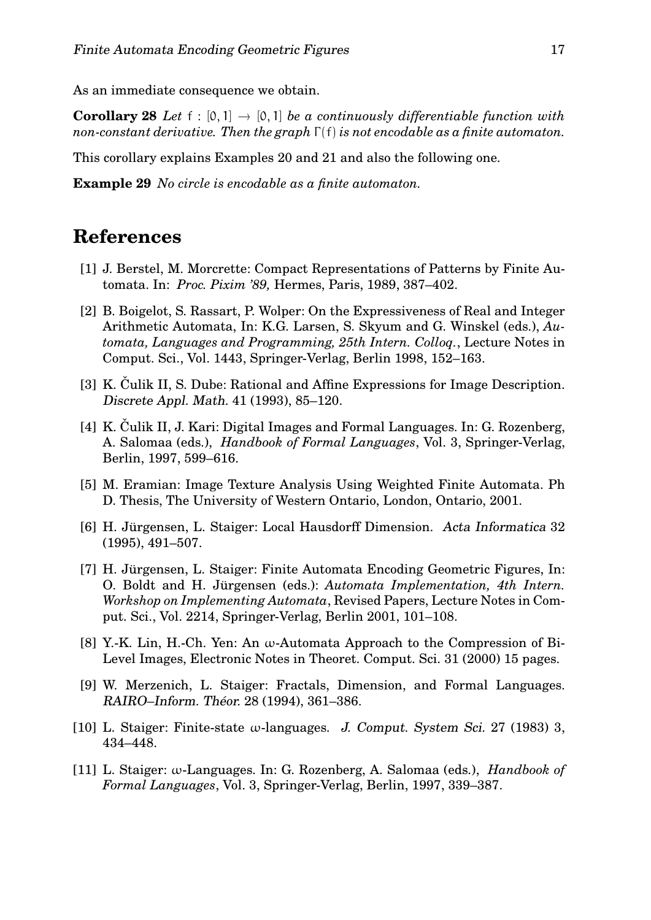As an immediate consequence we obtain.

**Corollary 28** *Let $f : [0,1] \to [0,1]$ be a continuously differentiable function with non-constant derivative. Then the graph $\Gamma(f)$ is not encodable as a finite automaton.*

This corollary explains Examples 20 and 21 and also the following one.

**Example 29** *No circle is encodable as a finite automaton.*

## References

[1] J. Berstel, M. Morcrette: Compact Representations of Patterns by Finite Automata. In: *Proc. Pixim '89,* Hermes, Paris, 1989, 387–402.

[2] B. Boigelot, S. Rassart, P. Wolper: On the Expressiveness of Real and Integer Arithmetic Automata, In: K.G. Larsen, S. Skyum and G. Winskel (eds.), *Automata, Languages and Programming, 25th Intern. Colloq.*, Lecture Notes in Comput. Sci., Vol. 1443, Springer-Verlag, Berlin 1998, 152–163.

[3] K. Čulik II, S. Dube: Rational and Affine Expressions for Image Description. *Discrete Appl. Math.* 41 (1993), 85–120.

[4] K. Čulik II, J. Kari: Digital Images and Formal Languages. In: G. Rozenberg, A. Salomaa (eds.), *Handbook of Formal Languages*, Vol. 3, Springer-Verlag, Berlin, 1997, 599–616.

[5] M. Eramian: Image Texture Analysis Using Weighted Finite Automata. Ph D. Thesis, The University of Western Ontario, London, Ontario, 2001.

[6] H. Jürgensen, L. Staiger: Local Hausdorff Dimension. *Acta Informatica* 32 (1995), 491–507.

[7] H. Jürgensen, L. Staiger: Finite Automata Encoding Geometric Figures, In: O. Boldt and H. Jürgensen (eds.): *Automata Implementation, 4th Intern. Workshop on Implementing Automata*, Revised Papers, Lecture Notes in Comput. Sci., Vol. 2214, Springer-Verlag, Berlin 2001, 101–108.

[8] Y.-K. Lin, H.-Ch. Yen: An $\omega$-Automata Approach to the Compression of Bi-Level Images, Electronic Notes in Theoret. Comput. Sci. 31 (2000) 15 pages.

[9] W. Merzenich, L. Staiger: Fractals, Dimension, and Formal Languages. *RAIRO–Inform. Théor.* 28 (1994), 361–386.

[10] L. Staiger: Finite-state $\omega$-languages. *J. Comput. System Sci.* 27 (1983) 3, 434–448.

[11] L. Staiger: $\omega$-Languages. In: G. Rozenberg, A. Salomaa (eds.), *Handbook of Formal Languages*, Vol. 3, Springer-Verlag, Berlin, 1997, 339–387.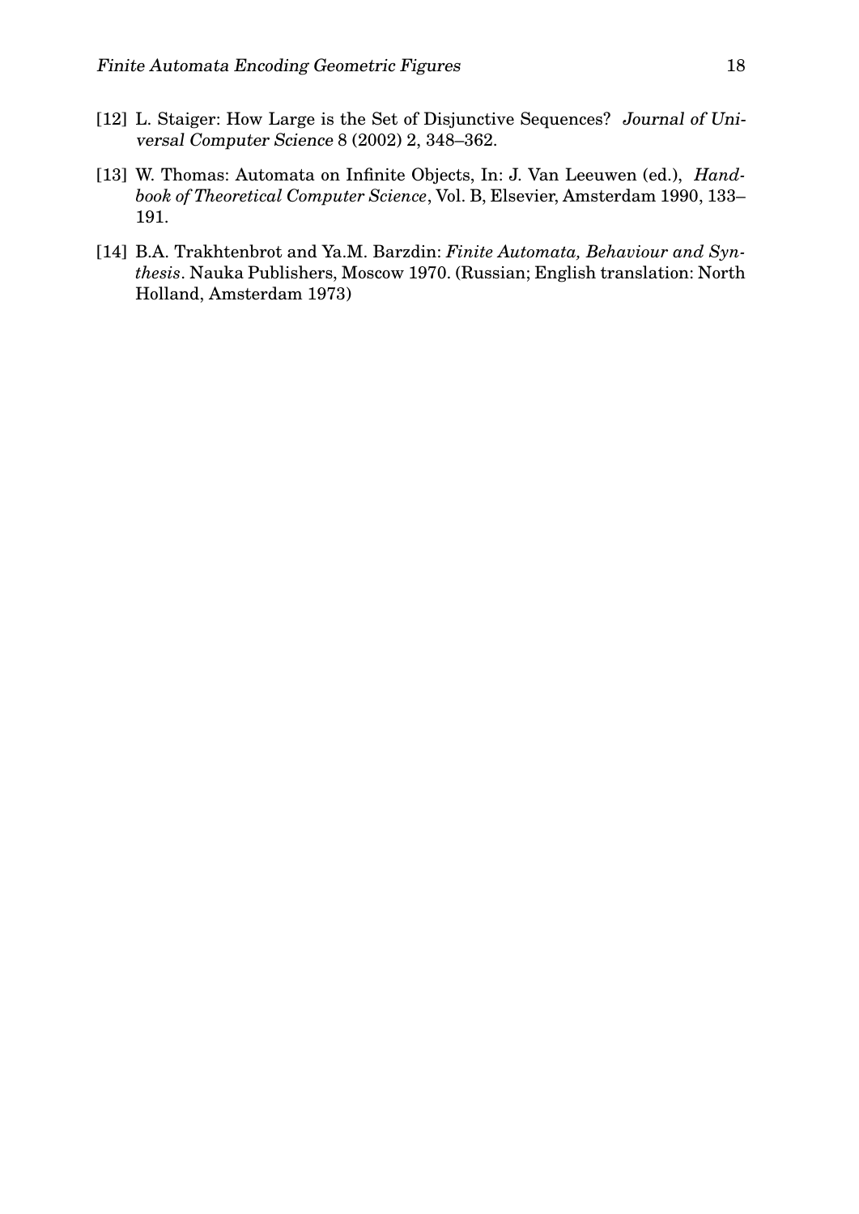[12] L. Staiger: How Large is the Set of Disjunctive Sequences? *Journal of Universal Computer Science* 8 (2002) 2, 348–362.

[13] W. Thomas: Automata on Infinite Objects, In: J. Van Leeuwen (ed.), *Handbook of Theoretical Computer Science*, Vol. B, Elsevier, Amsterdam 1990, 133–191.

[14] B.A. Trakhtenbrot and Ya.M. Barzdin: *Finite Automata, Behaviour and Synthesis*. Nauka Publishers, Moscow 1970. (Russian; English translation: North Holland, Amsterdam 1973)